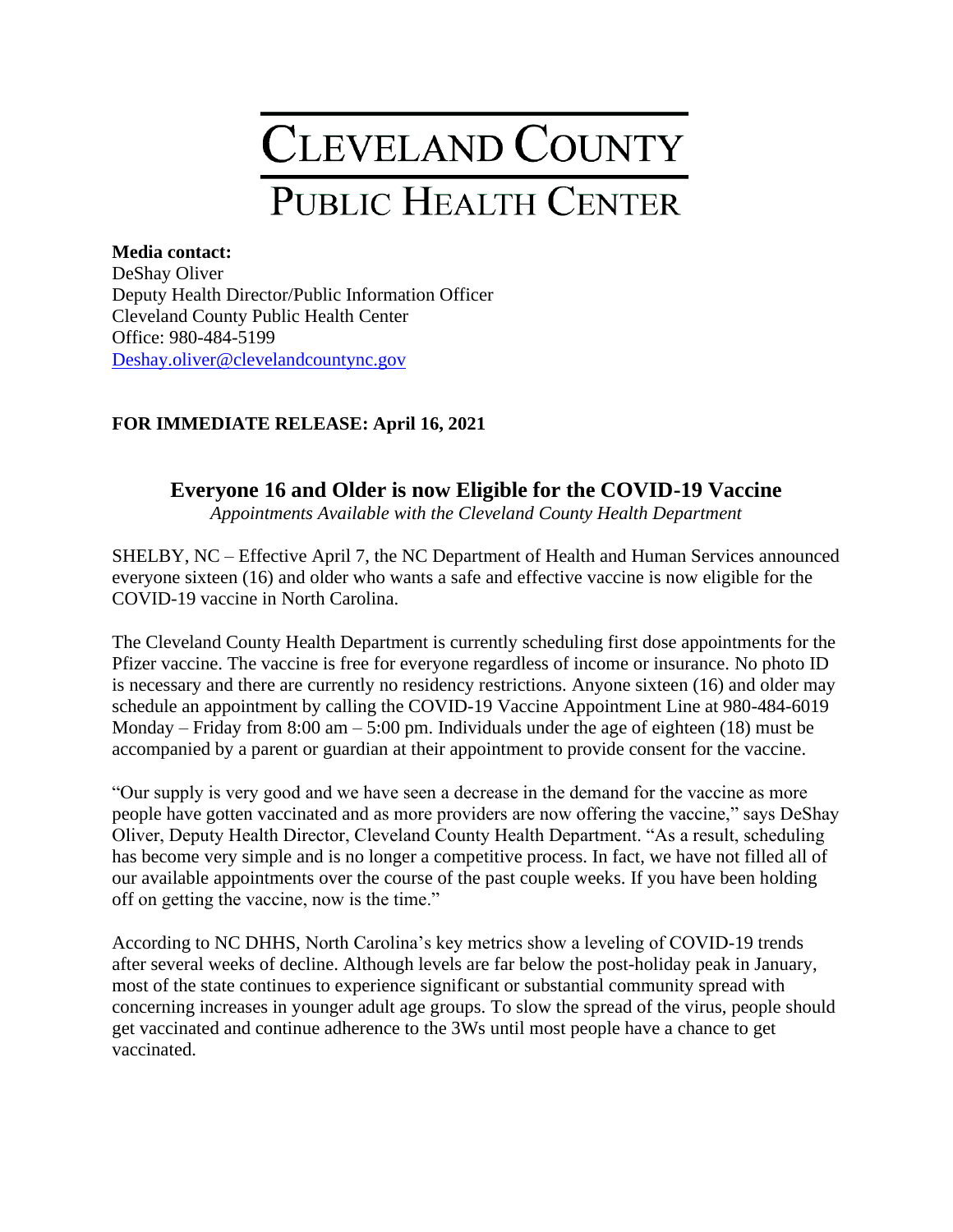# CLEVELAND COUNTY
## PUBLIC HEALTH CENTER

**Media contact:**
DeShay Oliver
Deputy Health Director/Public Information Officer
Cleveland County Public Health Center
Office: 980-484-5199
Deshay.oliver@clevelandcountync.gov

**FOR IMMEDIATE RELEASE: April 16, 2021**

### Everyone 16 and Older is now Eligible for the COVID-19 Vaccine

*Appointments Available with the Cleveland County Health Department*

SHELBY, NC – Effective April 7, the NC Department of Health and Human Services announced everyone sixteen (16) and older who wants a safe and effective vaccine is now eligible for the COVID-19 vaccine in North Carolina.

The Cleveland County Health Department is currently scheduling first dose appointments for the Pfizer vaccine. The vaccine is free for everyone regardless of income or insurance. No photo ID is necessary and there are currently no residency restrictions. Anyone sixteen (16) and older may schedule an appointment by calling the COVID-19 Vaccine Appointment Line at 980-484-6019 Monday – Friday from 8:00 am – 5:00 pm. Individuals under the age of eighteen (18) must be accompanied by a parent or guardian at their appointment to provide consent for the vaccine.

"Our supply is very good and we have seen a decrease in the demand for the vaccine as more people have gotten vaccinated and as more providers are now offering the vaccine," says DeShay Oliver, Deputy Health Director, Cleveland County Health Department. "As a result, scheduling has become very simple and is no longer a competitive process. In fact, we have not filled all of our available appointments over the course of the past couple weeks. If you have been holding off on getting the vaccine, now is the time."

According to NC DHHS, North Carolina's key metrics show a leveling of COVID-19 trends after several weeks of decline. Although levels are far below the post-holiday peak in January, most of the state continues to experience significant or substantial community spread with concerning increases in younger adult age groups. To slow the spread of the virus, people should get vaccinated and continue adherence to the 3Ws until most people have a chance to get vaccinated.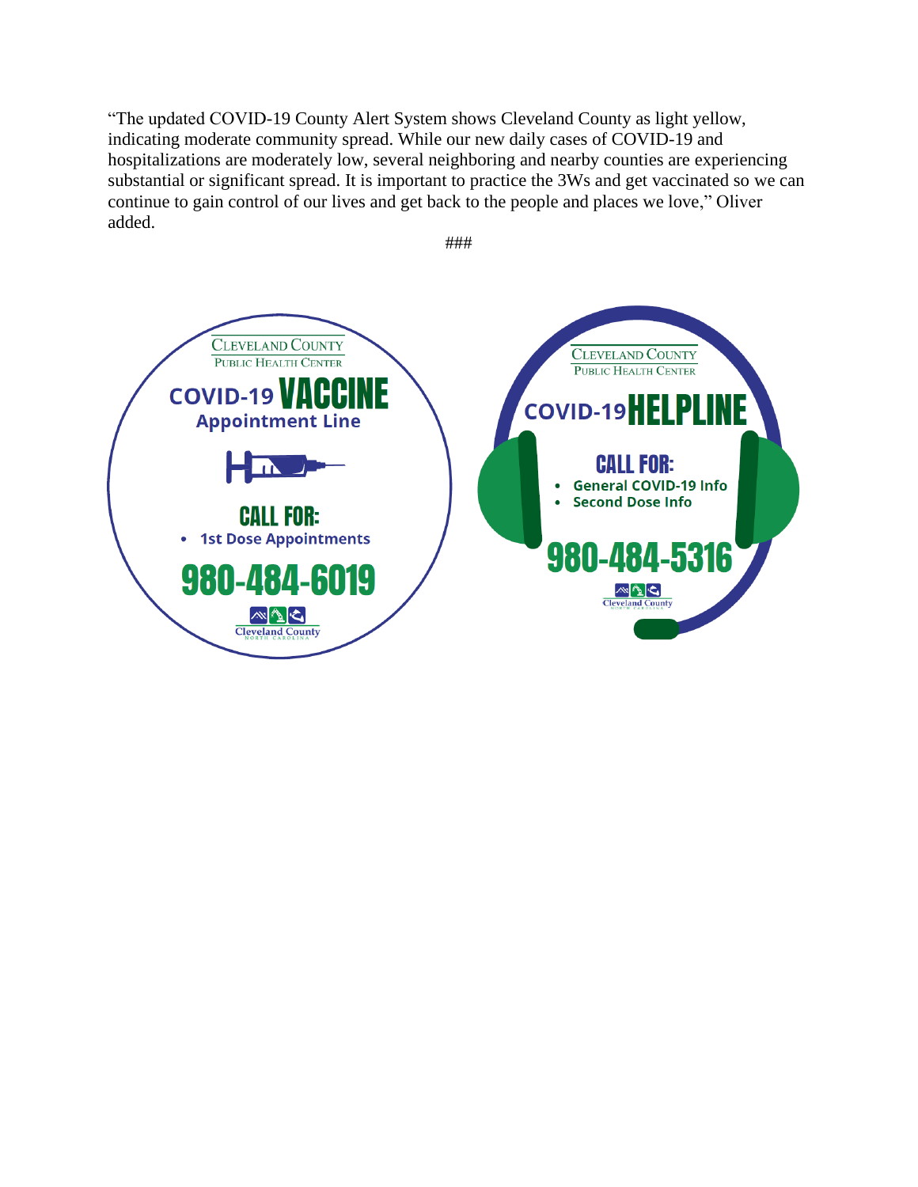"The updated COVID-19 County Alert System shows Cleveland County as light yellow, indicating moderate community spread. While our new daily cases of COVID-19 and hospitalizations are moderately low, several neighboring and nearby counties are experiencing substantial or significant spread. It is important to practice the 3Ws and get vaccinated so we can continue to gain control of our lives and get back to the people and places we love," Oliver added.

###

Cleveland County Public Health Center

COVID-19 VACCINE Appointment Line

CALL FOR:

- 1st Dose Appointments

980-484-6019

Cleveland County North Carolina

Cleveland County Public Health Center

COVID-19 HELPLINE

CALL FOR:

- General COVID-19 Info
- Second Dose Info

980-484-5316

Cleveland County North Carolina